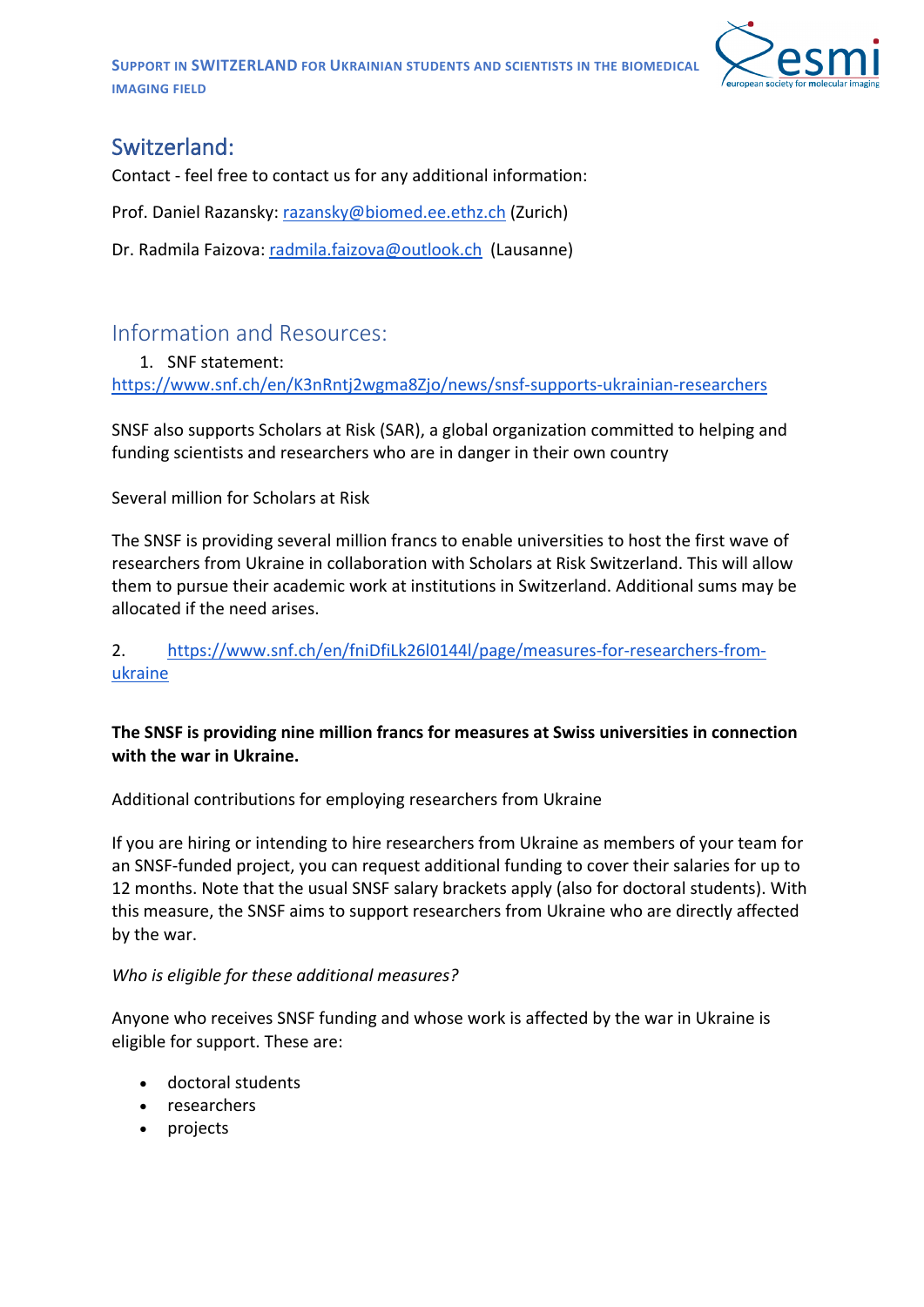## Switzerland:

Contact - feel free to contact us for any additional information:

Prof. Daniel Razansky: razansky@biomed.ee.ethz.ch (Zurich)

Dr. Radmila Faizova: radmila.faizova@outlook.ch (Lausanne)

## Information and Resources:

1. SNF statement:
https://www.snf.ch/en/K3nRntj2wgma8Zjo/news/snsf-supports-ukrainian-researchers

SNSF also supports Scholars at Risk (SAR), a global organization committed to helping and funding scientists and researchers who are in danger in their own country

Several million for Scholars at Risk

The SNSF is providing several million francs to enable universities to host the first wave of researchers from Ukraine in collaboration with Scholars at Risk Switzerland. This will allow them to pursue their academic work at institutions in Switzerland. Additional sums may be allocated if the need arises.

2. https://www.snf.ch/en/fniDfiLk26l0144l/page/measures-for-researchers-from-ukraine

**The SNSF is providing nine million francs for measures at Swiss universities in connection with the war in Ukraine.**

Additional contributions for employing researchers from Ukraine

If you are hiring or intending to hire researchers from Ukraine as members of your team for an SNSF-funded project, you can request additional funding to cover their salaries for up to 12 months. Note that the usual SNSF salary brackets apply (also for doctoral students). With this measure, the SNSF aims to support researchers from Ukraine who are directly affected by the war.

*Who is eligible for these additional measures?*

Anyone who receives SNSF funding and whose work is affected by the war in Ukraine is eligible for support. These are:

- doctoral students
- researchers
- projects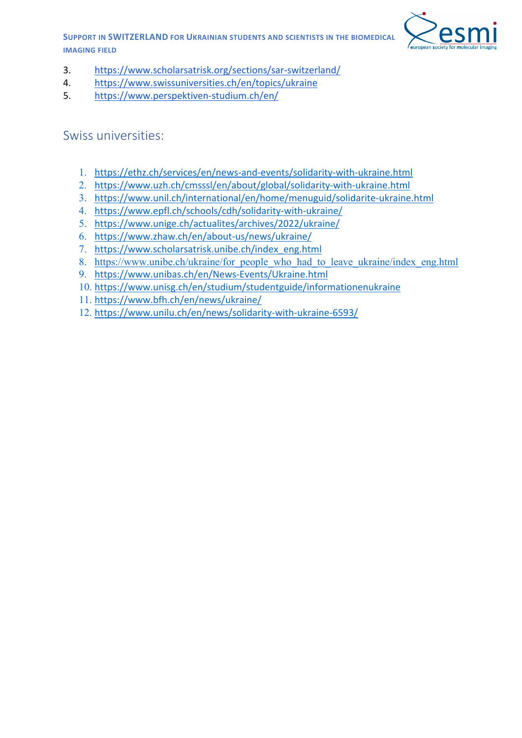3. https://www.scholarsatrisk.org/sections/sar-switzerland/
4. https://www.swissuniversities.ch/en/topics/ukraine
5. https://www.perspektiven-studium.ch/en/

## Swiss universities:

1. https://ethz.ch/services/en/news-and-events/solidarity-with-ukraine.html
2. https://www.uzh.ch/cmsssl/en/about/global/solidarity-with-ukraine.html
3. https://www.unil.ch/international/en/home/menuguid/solidarite-ukraine.html
4. https://www.epfl.ch/schools/cdh/solidarity-with-ukraine/
5. https://www.unige.ch/actualites/archives/2022/ukraine/
6. https://www.zhaw.ch/en/about-us/news/ukraine/
7. https://www.scholarsatrisk.unibe.ch/index_eng.html
8. https://www.unibe.ch/ukraine/for_people_who_had_to_leave_ukraine/index_eng.html
9. https://www.unibas.ch/en/News-Events/Ukraine.html
10. https://www.unisg.ch/en/studium/studentguide/informationenukraine
11. https://www.bfh.ch/en/news/ukraine/
12. https://www.unilu.ch/en/news/solidarity-with-ukraine-6593/